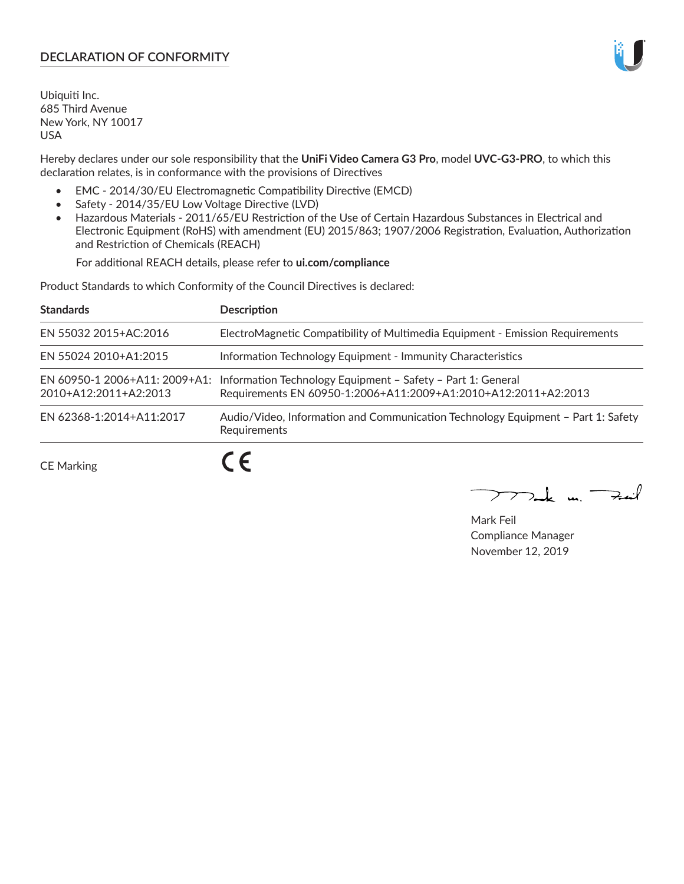## DECLARATION OF CONFORMITY

Ubiquiti Inc.
685 Third Avenue
New York, NY 10017
USA

Hereby declares under our sole responsibility that the **UniFi Video Camera G3 Pro**, model **UVC-G3-PRO**, to which this declaration relates, is in conformance with the provisions of Directives

- EMC - 2014/30/EU Electromagnetic Compatibility Directive (EMCD)
- Safety - 2014/35/EU Low Voltage Directive (LVD)
- Hazardous Materials - 2011/65/EU Restriction of the Use of Certain Hazardous Substances in Electrical and Electronic Equipment (RoHS) with amendment (EU) 2015/863; 1907/2006 Registration, Evaluation, Authorization and Restriction of Chemicals (REACH)

  For additional REACH details, please refer to **ui.com/compliance**

Product Standards to which Conformity of the Council Directives is declared:

| Standards | Description |
| --- | --- |
| EN 55032 2015+AC:2016 | ElectroMagnetic Compatibility of Multimedia Equipment - Emission Requirements |
| EN 55024 2010+A1:2015 | Information Technology Equipment - Immunity Characteristics |
| EN 60950-1 2006+A11: 2009+A1: 2010+A12:2011+A2:2013 | Information Technology Equipment – Safety – Part 1: General Requirements EN 60950-1:2006+A11:2009+A1:2010+A12:2011+A2:2013 |
| EN 62368-1:2014+A11:2017 | Audio/Video, Information and Communication Technology Equipment – Part 1: Safety Requirements |

CE Marking CE

Mark Feil
Compliance Manager
November 12, 2019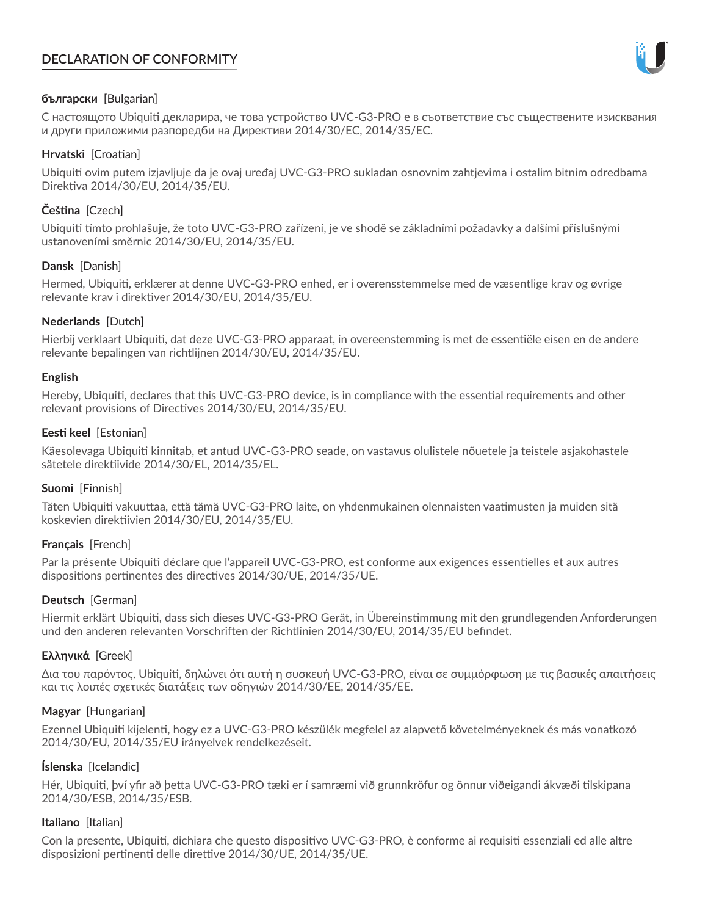# DECLARATION OF CONFORMITY

**български** [Bulgarian]

С настоящото Ubiquiti декларира, че това устройство UVC-G3-PRO е в съответствие със съществените изисквания и други приложими разпоредби на Директиви 2014/30/ЕС, 2014/35/ЕС.

**Hrvatski** [Croatian]

Ubiquiti ovim putem izjavljuje da je ovaj uređaj UVC-G3-PRO sukladan osnovnim zahtjevima i ostalim bitnim odredbama Direktiva 2014/30/EU, 2014/35/EU.

**Čeština** [Czech]

Ubiquiti tímto prohlašuje, že toto UVC-G3-PRO zařízení, je ve shodě se základními požadavky a dalšími příslušnými ustanoveními směrnic 2014/30/EU, 2014/35/EU.

**Dansk** [Danish]

Hermed, Ubiquiti, erklærer at denne UVC-G3-PRO enhed, er i overensstemmelse med de væsentlige krav og øvrige relevante krav i direktiver 2014/30/EU, 2014/35/EU.

**Nederlands** [Dutch]

Hierbij verklaart Ubiquiti, dat deze UVC-G3-PRO apparaat, in overeenstemming is met de essentiële eisen en de andere relevante bepalingen van richtlijnen 2014/30/EU, 2014/35/EU.

**English**

Hereby, Ubiquiti, declares that this UVC-G3-PRO device, is in compliance with the essential requirements and other relevant provisions of Directives 2014/30/EU, 2014/35/EU.

**Eesti keel** [Estonian]

Käesolevaga Ubiquiti kinnitab, et antud UVC-G3-PRO seade, on vastavus olulistele nõuetele ja teistele asjakohastele sätetele direktiivide 2014/30/EL, 2014/35/EL.

**Suomi** [Finnish]

Täten Ubiquiti vakuuttaa, että tämä UVC-G3-PRO laite, on yhdenmukainen olennaisten vaatimusten ja muiden sitä koskevien direktiivien 2014/30/EU, 2014/35/EU.

**Français** [French]

Par la présente Ubiquiti déclare que l'appareil UVC-G3-PRO, est conforme aux exigences essentielles et aux autres dispositions pertinentes des directives 2014/30/UE, 2014/35/UE.

**Deutsch** [German]

Hiermit erklärt Ubiquiti, dass sich dieses UVC-G3-PRO Gerät, in Übereinstimmung mit den grundlegenden Anforderungen und den anderen relevanten Vorschriften der Richtlinien 2014/30/EU, 2014/35/EU befindet.

**Ελληνικά** [Greek]

Δια του παρόντος, Ubiquiti, δηλώνει ότι αυτή η συσκευή UVC-G3-PRO, είναι σε συμμόρφωση με τις βασικές απαιτήσεις και τις λοιπές σχετικές διατάξεις των οδηγιών 2014/30/EE, 2014/35/EE.

**Magyar** [Hungarian]

Ezennel Ubiquiti kijelenti, hogy ez a UVC-G3-PRO készülék megfelel az alapvető követelményeknek és más vonatkozó 2014/30/EU, 2014/35/EU irányelvek rendelkezéseit.

**Íslenska** [Icelandic]

Hér, Ubiquiti, því yfir að þetta UVC-G3-PRO tæki er í samræmi við grunnkröfur og önnur viðeigandi ákvæði tilskipana 2014/30/ESB, 2014/35/ESB.

**Italiano** [Italian]

Con la presente, Ubiquiti, dichiara che questo dispositivo UVC-G3-PRO, è conforme ai requisiti essenziali ed alle altre disposizioni pertinenti delle direttive 2014/30/UE, 2014/35/UE.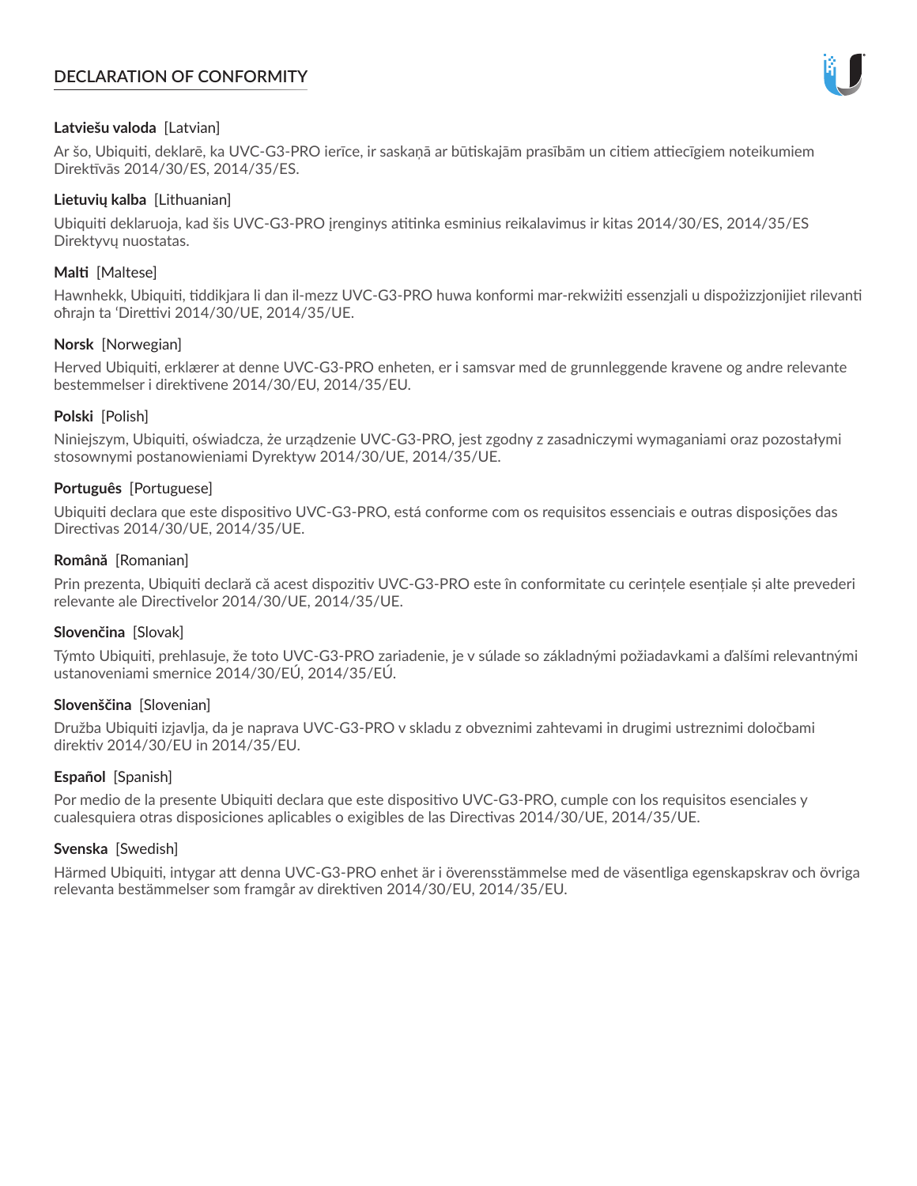# DECLARATION OF CONFORMITY

**Latviešu valoda** [Latvian]

Ar šo, Ubiquiti, deklarē, ka UVC-G3-PRO ierīce, ir saskaņā ar būtiskajām prasībām un citiem attiecīgiem noteikumiem Direktīvās 2014/30/ES, 2014/35/ES.

**Lietuvių kalba** [Lithuanian]

Ubiquiti deklaruoja, kad šis UVC-G3-PRO įrenginys atitinka esminius reikalavimus ir kitas 2014/30/ES, 2014/35/ES Direktyvų nuostatas.

**Malti** [Maltese]

Hawnhekk, Ubiquiti, tiddikjara li dan il-mezz UVC-G3-PRO huwa konformi mar-rekwiżiti essenzjali u dispożizzjonijiet rilevanti oħrajn ta 'Direttivi 2014/30/UE, 2014/35/UE.

**Norsk** [Norwegian]

Herved Ubiquiti, erklærer at denne UVC-G3-PRO enheten, er i samsvar med de grunnleggende kravene og andre relevante bestemmelser i direktivene 2014/30/EU, 2014/35/EU.

**Polski** [Polish]

Niniejszym, Ubiquiti, oświadcza, że urządzenie UVC-G3-PRO, jest zgodny z zasadniczymi wymaganiami oraz pozostałymi stosownymi postanowieniami Dyrektyw 2014/30/UE, 2014/35/UE.

**Português** [Portuguese]

Ubiquiti declara que este dispositivo UVC-G3-PRO, está conforme com os requisitos essenciais e outras disposições das Directivas 2014/30/UE, 2014/35/UE.

**Română** [Romanian]

Prin prezenta, Ubiquiti declară că acest dispozitiv UVC-G3-PRO este în conformitate cu cerințele esențiale și alte prevederi relevante ale Directivelor 2014/30/UE, 2014/35/UE.

**Slovenčina** [Slovak]

Týmto Ubiquiti, prehlasuje, že toto UVC-G3-PRO zariadenie, je v súlade so základnými požiadavkami a ďalšími relevantnými ustanoveniami smernice 2014/30/EÚ, 2014/35/EÚ.

**Slovenščina** [Slovenian]

Družba Ubiquiti izjavlja, da je naprava UVC-G3-PRO v skladu z obveznimi zahtevami in drugimi ustreznimi določbami direktiv 2014/30/EU in 2014/35/EU.

**Español** [Spanish]

Por medio de la presente Ubiquiti declara que este dispositivo UVC-G3-PRO, cumple con los requisitos esenciales y cualesquiera otras disposiciones aplicables o exigibles de las Directivas 2014/30/UE, 2014/35/UE.

**Svenska** [Swedish]

Härmed Ubiquiti, intygar att denna UVC-G3-PRO enhet är i överensstämmelse med de väsentliga egenskapskrav och övriga relevanta bestämmelser som framgår av direktiven 2014/30/EU, 2014/35/EU.